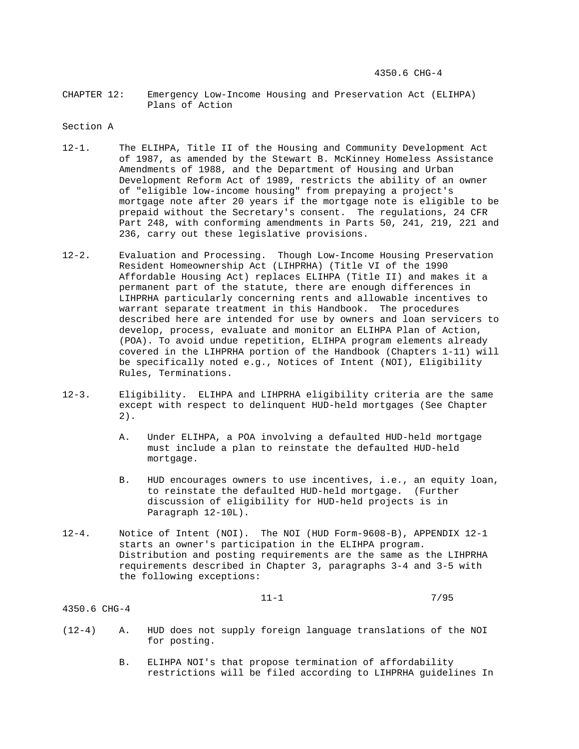# CHAPTER 12: Emergency Low-Income Housing and Preservation Act (ELIHPA) Plans of Action

## Section A

12-1. The ELIHPA, Title II of the Housing and Community Development Act of 1987, as amended by the Stewart B. McKinney Homeless Assistance Amendments of 1988, and the Department of Housing and Urban Development Reform Act of 1989, restricts the ability of an owner of "eligible low-income housing" from prepaying a project's mortgage note after 20 years if the mortgage note is eligible to be prepaid without the Secretary's consent. The regulations, 24 CFR Part 248, with conforming amendments in Parts 50, 241, 219, 221 and 236, carry out these legislative provisions.

12-2. Evaluation and Processing. Though Low-Income Housing Preservation Resident Homeownership Act (LIHPRHA) (Title VI of the 1990 Affordable Housing Act) replaces ELIHPA (Title II) and makes it a permanent part of the statute, there are enough differences in LIHPRHA particularly concerning rents and allowable incentives to warrant separate treatment in this Handbook. The procedures described here are intended for use by owners and loan servicers to develop, process, evaluate and monitor an ELIHPA Plan of Action, (POA). To avoid undue repetition, ELIHPA program elements already covered in the LIHPRHA portion of the Handbook (Chapters 1-11) will be specifically noted e.g., Notices of Intent (NOI), Eligibility Rules, Terminations.

12-3. Eligibility. ELIHPA and LIHPRHA eligibility criteria are the same except with respect to delinquent HUD-held mortgages (See Chapter 2).

A. Under ELIHPA, a POA involving a defaulted HUD-held mortgage must include a plan to reinstate the defaulted HUD-held mortgage.

B. HUD encourages owners to use incentives, i.e., an equity loan, to reinstate the defaulted HUD-held mortgage. (Further discussion of eligibility for HUD-held projects is in Paragraph 12-10L).

12-4. Notice of Intent (NOI). The NOI (HUD Form-9608-B), APPENDIX 12-1 starts an owner's participation in the ELIHPA program. Distribution and posting requirements are the same as the LIHPRHA requirements described in Chapter 3, paragraphs 3-4 and 3-5 with the following exceptions:

(12-4) A. HUD does not supply foreign language translations of the NOI for posting.

B. ELIHPA NOI's that propose termination of affordability restrictions will be filed according to LIHPRHA guidelines In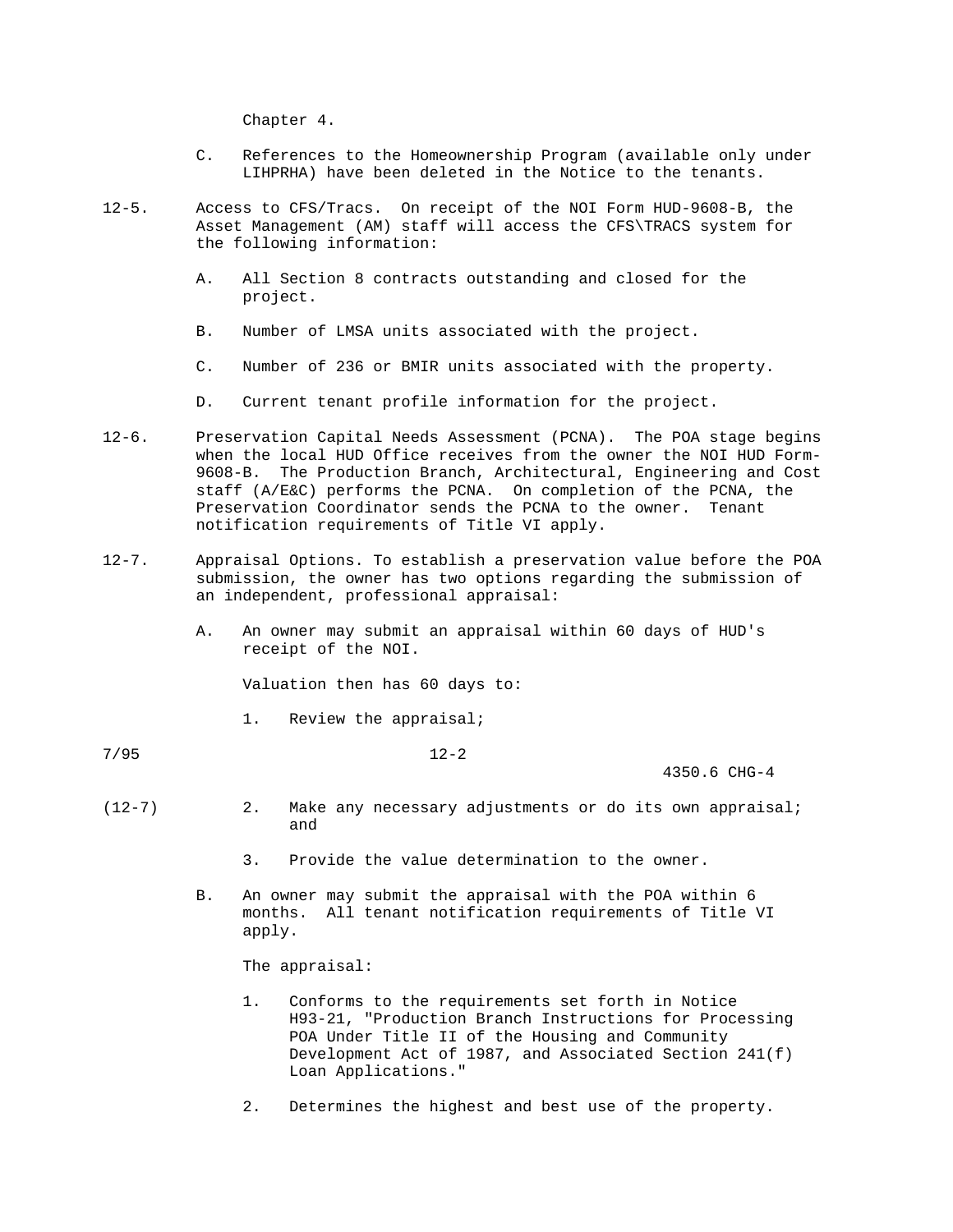Chapter 4.

C. References to the Homeownership Program (available only under LIHPRHA) have been deleted in the Notice to the tenants.

12-5. Access to CFS/Tracs. On receipt of the NOI Form HUD-9608-B, the Asset Management (AM) staff will access the CFS\TRACS system for the following information:

A. All Section 8 contracts outstanding and closed for the project.

B. Number of LMSA units associated with the project.

C. Number of 236 or BMIR units associated with the property.

D. Current tenant profile information for the project.

12-6. Preservation Capital Needs Assessment (PCNA). The POA stage begins when the local HUD Office receives from the owner the NOI HUD Form-9608-B. The Production Branch, Architectural, Engineering and Cost staff (A/E&C) performs the PCNA. On completion of the PCNA, the Preservation Coordinator sends the PCNA to the owner. Tenant notification requirements of Title VI apply.

12-7. Appraisal Options. To establish a preservation value before the POA submission, the owner has two options regarding the submission of an independent, professional appraisal:

A. An owner may submit an appraisal within 60 days of HUD's receipt of the NOI.

Valuation then has 60 days to:

1. Review the appraisal;

(12-7)

2. Make any necessary adjustments or do its own appraisal; and

3. Provide the value determination to the owner.

B. An owner may submit the appraisal with the POA within 6 months. All tenant notification requirements of Title VI apply.

The appraisal:

1. Conforms to the requirements set forth in Notice H93-21, "Production Branch Instructions for Processing POA Under Title II of the Housing and Community Development Act of 1987, and Associated Section 241(f) Loan Applications."

2. Determines the highest and best use of the property.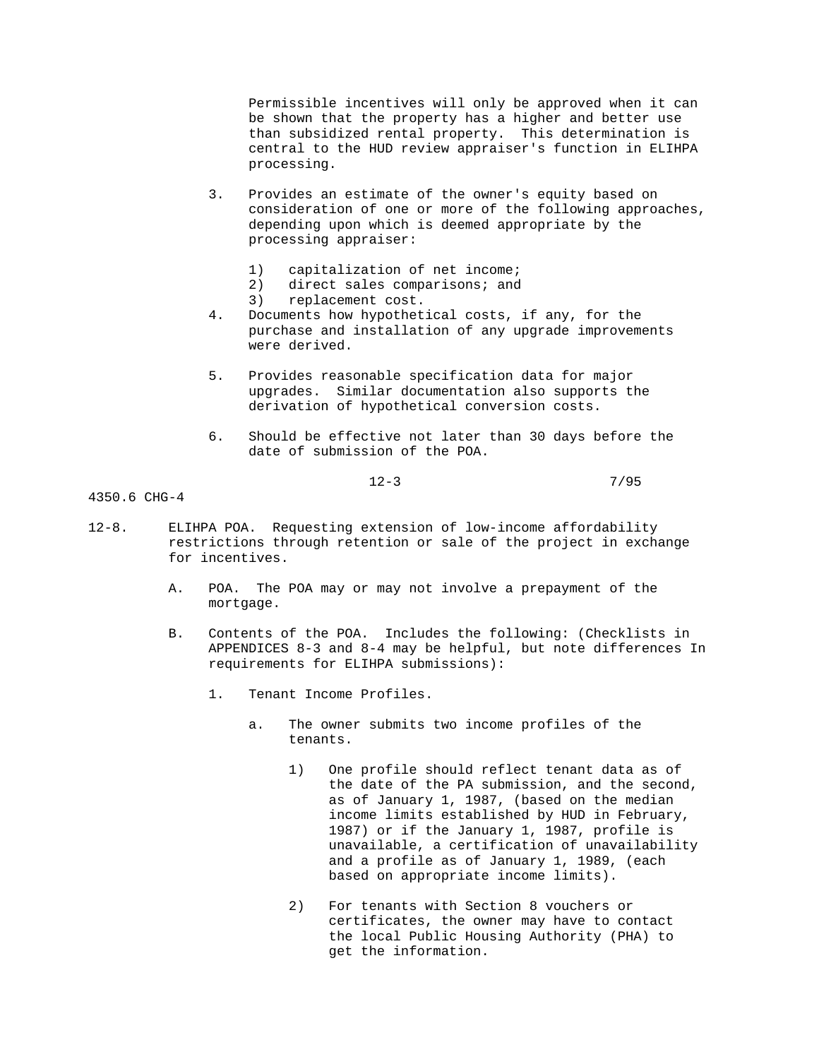Permissible incentives will only be approved when it can be shown that the property has a higher and better use than subsidized rental property. This determination is central to the HUD review appraiser's function in ELIHPA processing.

3. Provides an estimate of the owner's equity based on consideration of one or more of the following approaches, depending upon which is deemed appropriate by the processing appraiser:

   1) capitalization of net income;
   2) direct sales comparisons; and
   3) replacement cost.

4. Documents how hypothetical costs, if any, for the purchase and installation of any upgrade improvements were derived.

5. Provides reasonable specification data for major upgrades. Similar documentation also supports the derivation of hypothetical conversion costs.

6. Should be effective not later than 30 days before the date of submission of the POA.

12-8. ELIHPA POA. Requesting extension of low-income affordability restrictions through retention or sale of the project in exchange for incentives.

A. POA. The POA may or may not involve a prepayment of the mortgage.

B. Contents of the POA. Includes the following: (Checklists in APPENDICES 8-3 and 8-4 may be helpful, but note differences In requirements for ELIHPA submissions):

1. Tenant Income Profiles.

   a. The owner submits two income profiles of the tenants.

      1) One profile should reflect tenant data as of the date of the PA submission, and the second, as of January 1, 1987, (based on the median income limits established by HUD in February, 1987) or if the January 1, 1987, profile is unavailable, a certification of unavailability and a profile as of January 1, 1989, (each based on appropriate income limits).

      2) For tenants with Section 8 vouchers or certificates, the owner may have to contact the local Public Housing Authority (PHA) to get the information.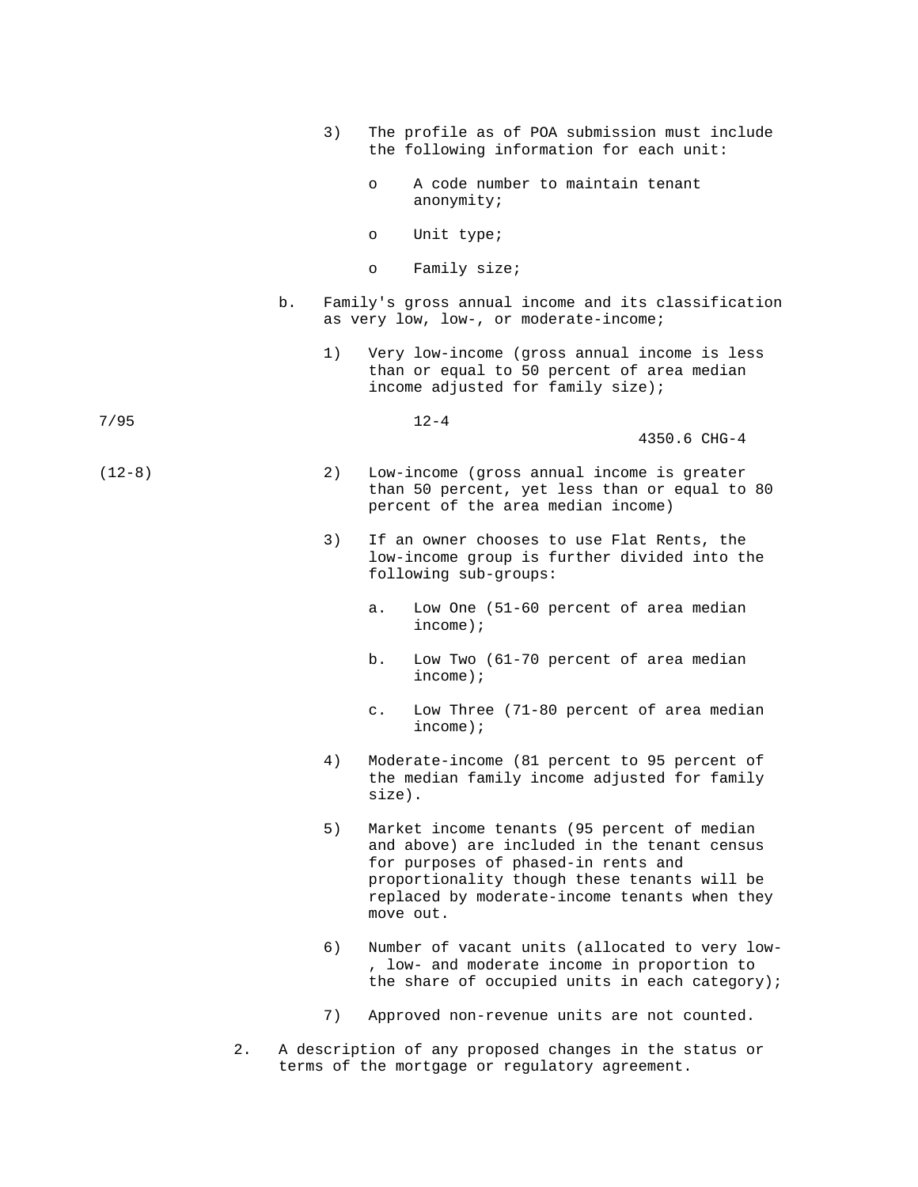3) The profile as of POA submission must include the following information for each unit:

   - A code number to maintain tenant anonymity;
   - Unit type;
   - Family size;

b. Family's gross annual income and its classification as very low, low-, or moderate-income;

1) Very low-income (gross annual income is less than or equal to 50 percent of area median income adjusted for family size);

(12-8)

2) Low-income (gross annual income is greater than 50 percent, yet less than or equal to 80 percent of the area median income)

3) If an owner chooses to use Flat Rents, the low-income group is further divided into the following sub-groups:

   a. Low One (51-60 percent of area median income);

   b. Low Two (61-70 percent of area median income);

   c. Low Three (71-80 percent of area median income);

4) Moderate-income (81 percent to 95 percent of the median family income adjusted for family size).

5) Market income tenants (95 percent of median and above) are included in the tenant census for purposes of phased-in rents and proportionality though these tenants will be replaced by moderate-income tenants when they move out.

6) Number of vacant units (allocated to very low-, low- and moderate income in proportion to the share of occupied units in each category);

7) Approved non-revenue units are not counted.

2. A description of any proposed changes in the status or terms of the mortgage or regulatory agreement.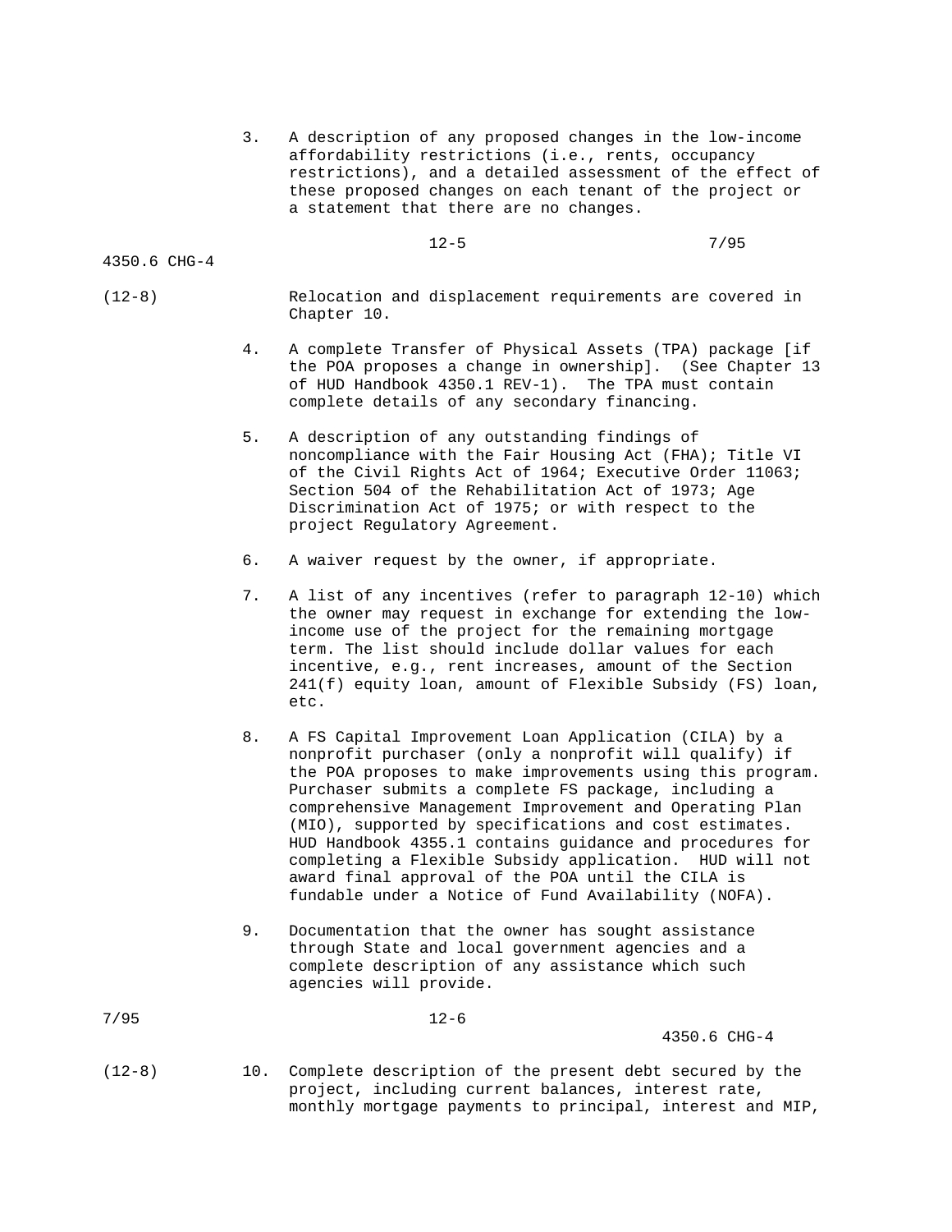3. A description of any proposed changes in the low-income affordability restrictions (i.e., rents, occupancy restrictions), and a detailed assessment of the effect of these proposed changes on each tenant of the project or a statement that there are no changes.

Relocation and displacement requirements are covered in Chapter 10.

4. A complete Transfer of Physical Assets (TPA) package [if the POA proposes a change in ownership]. (See Chapter 13 of HUD Handbook 4350.1 REV-1). The TPA must contain complete details of any secondary financing.

5. A description of any outstanding findings of noncompliance with the Fair Housing Act (FHA); Title VI of the Civil Rights Act of 1964; Executive Order 11063; Section 504 of the Rehabilitation Act of 1973; Age Discrimination Act of 1975; or with respect to the project Regulatory Agreement.

6. A waiver request by the owner, if appropriate.

7. A list of any incentives (refer to paragraph 12-10) which the owner may request in exchange for extending the low-income use of the project for the remaining mortgage term. The list should include dollar values for each incentive, e.g., rent increases, amount of the Section 241(f) equity loan, amount of Flexible Subsidy (FS) loan, etc.

8. A FS Capital Improvement Loan Application (CILA) by a nonprofit purchaser (only a nonprofit will qualify) if the POA proposes to make improvements using this program. Purchaser submits a complete FS package, including a comprehensive Management Improvement and Operating Plan (MIO), supported by specifications and cost estimates. HUD Handbook 4355.1 contains guidance and procedures for completing a Flexible Subsidy application. HUD will not award final approval of the POA until the CILA is fundable under a Notice of Fund Availability (NOFA).

9. Documentation that the owner has sought assistance through State and local government agencies and a complete description of any assistance which such agencies will provide.

10. Complete description of the present debt secured by the project, including current balances, interest rate, monthly mortgage payments to principal, interest and MIP,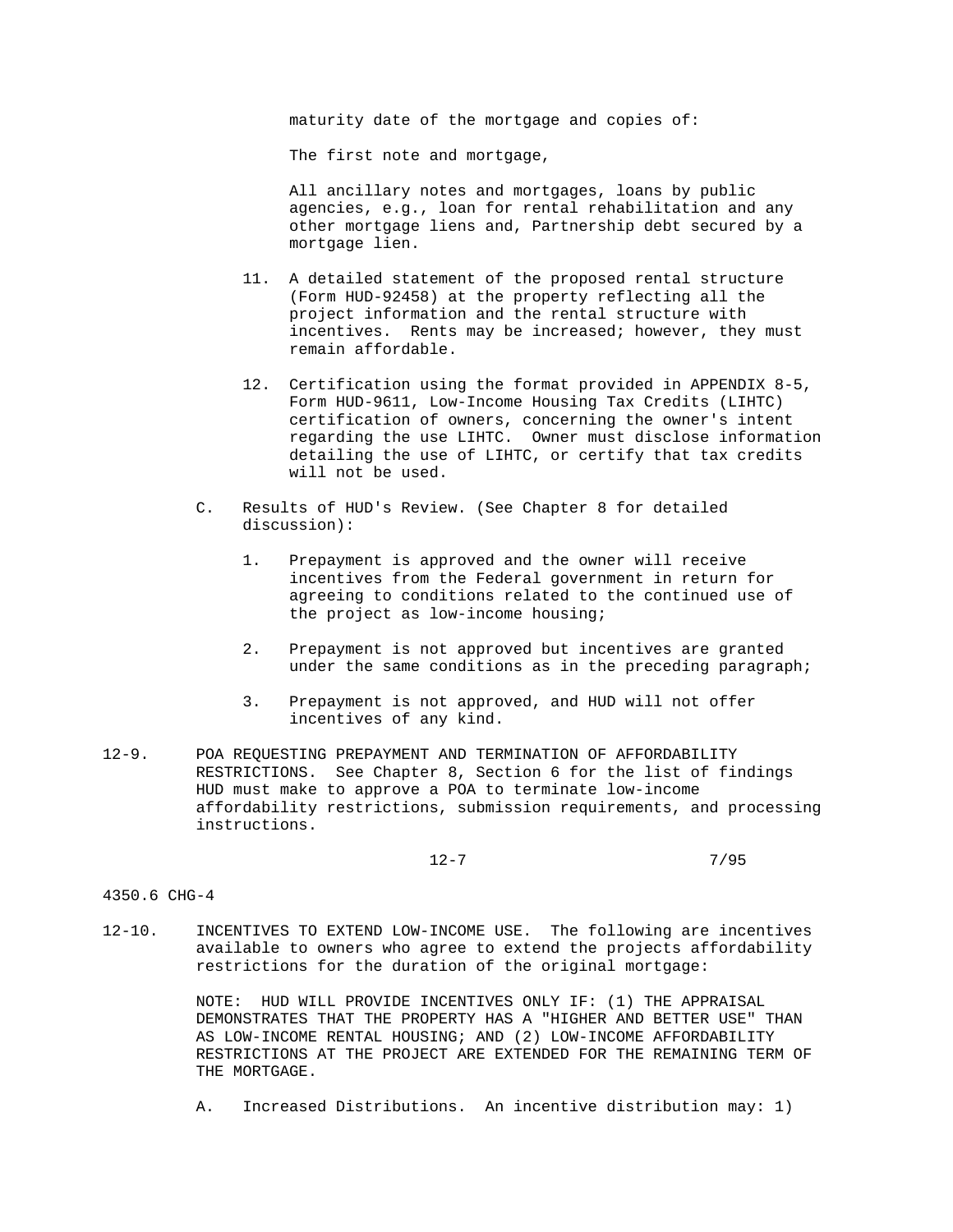maturity date of the mortgage and copies of:

The first note and mortgage,

All ancillary notes and mortgages, loans by public agencies, e.g., loan for rental rehabilitation and any other mortgage liens and, Partnership debt secured by a mortgage lien.

11. A detailed statement of the proposed rental structure (Form HUD-92458) at the property reflecting all the project information and the rental structure with incentives. Rents may be increased; however, they must remain affordable.

12. Certification using the format provided in APPENDIX 8-5, Form HUD-9611, Low-Income Housing Tax Credits (LIHTC) certification of owners, concerning the owner's intent regarding the use LIHTC. Owner must disclose information detailing the use of LIHTC, or certify that tax credits will not be used.

C. Results of HUD's Review. (See Chapter 8 for detailed discussion):

1. Prepayment is approved and the owner will receive incentives from the Federal government in return for agreeing to conditions related to the continued use of the project as low-income housing;

2. Prepayment is not approved but incentives are granted under the same conditions as in the preceding paragraph;

3. Prepayment is not approved, and HUD will not offer incentives of any kind.

12-9. POA REQUESTING PREPAYMENT AND TERMINATION OF AFFORDABILITY RESTRICTIONS. See Chapter 8, Section 6 for the list of findings HUD must make to approve a POA to terminate low-income affordability restrictions, submission requirements, and processing instructions.

12-10. INCENTIVES TO EXTEND LOW-INCOME USE. The following are incentives available to owners who agree to extend the projects affordability restrictions for the duration of the original mortgage:

NOTE: HUD WILL PROVIDE INCENTIVES ONLY IF: (1) THE APPRAISAL DEMONSTRATES THAT THE PROPERTY HAS A "HIGHER AND BETTER USE" THAN AS LOW-INCOME RENTAL HOUSING; AND (2) LOW-INCOME AFFORDABILITY RESTRICTIONS AT THE PROJECT ARE EXTENDED FOR THE REMAINING TERM OF THE MORTGAGE.

A. Increased Distributions. An incentive distribution may: 1)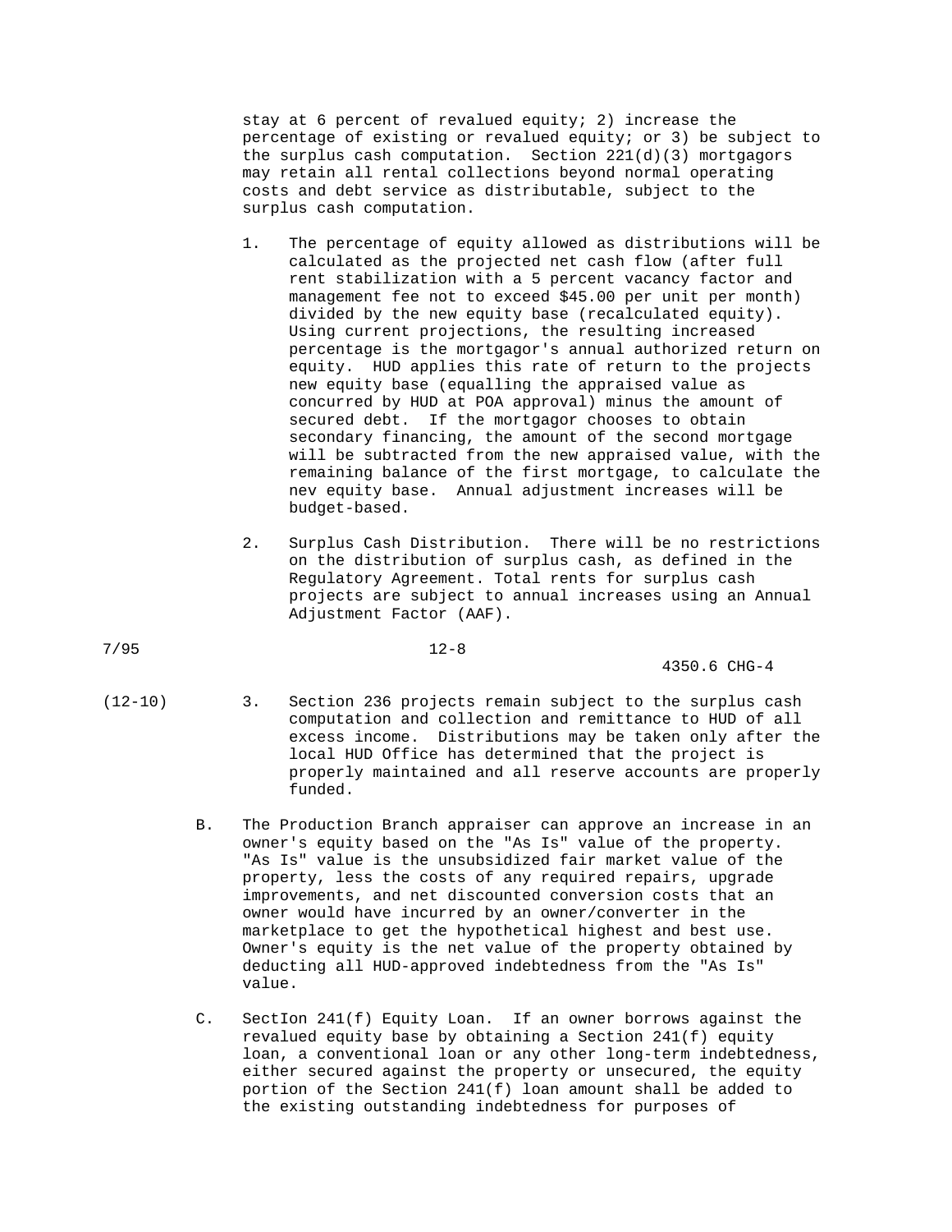stay at 6 percent of revalued equity; 2) increase the percentage of existing or revalued equity; or 3) be subject to the surplus cash computation. Section 221(d)(3) mortgagors may retain all rental collections beyond normal operating costs and debt service as distributable, subject to the surplus cash computation.

1. The percentage of equity allowed as distributions will be calculated as the projected net cash flow (after full rent stabilization with a 5 percent vacancy factor and management fee not to exceed $45.00 per unit per month) divided by the new equity base (recalculated equity). Using current projections, the resulting increased percentage is the mortgagor's annual authorized return on equity. HUD applies this rate of return to the projects new equity base (equalling the appraised value as concurred by HUD at POA approval) minus the amount of secured debt. If the mortgagor chooses to obtain secondary financing, the amount of the second mortgage will be subtracted from the new appraised value, with the remaining balance of the first mortgage, to calculate the nev equity base. Annual adjustment increases will be budget-based.

2. Surplus Cash Distribution. There will be no restrictions on the distribution of surplus cash, as defined in the Regulatory Agreement. Total rents for surplus cash projects are subject to annual increases using an Annual Adjustment Factor (AAF).

(12-10)

3. Section 236 projects remain subject to the surplus cash computation and collection and remittance to HUD of all excess income. Distributions may be taken only after the local HUD Office has determined that the project is properly maintained and all reserve accounts are properly funded.

B. The Production Branch appraiser can approve an increase in an owner's equity based on the "As Is" value of the property. "As Is" value is the unsubsidized fair market value of the property, less the costs of any required repairs, upgrade improvements, and net discounted conversion costs that an owner would have incurred by an owner/converter in the marketplace to get the hypothetical highest and best use. Owner's equity is the net value of the property obtained by deducting all HUD-approved indebtedness from the "As Is" value.

C. SectIon 241(f) Equity Loan. If an owner borrows against the revalued equity base by obtaining a Section 241(f) equity loan, a conventional loan or any other long-term indebtedness, either secured against the property or unsecured, the equity portion of the Section 241(f) loan amount shall be added to the existing outstanding indebtedness for purposes of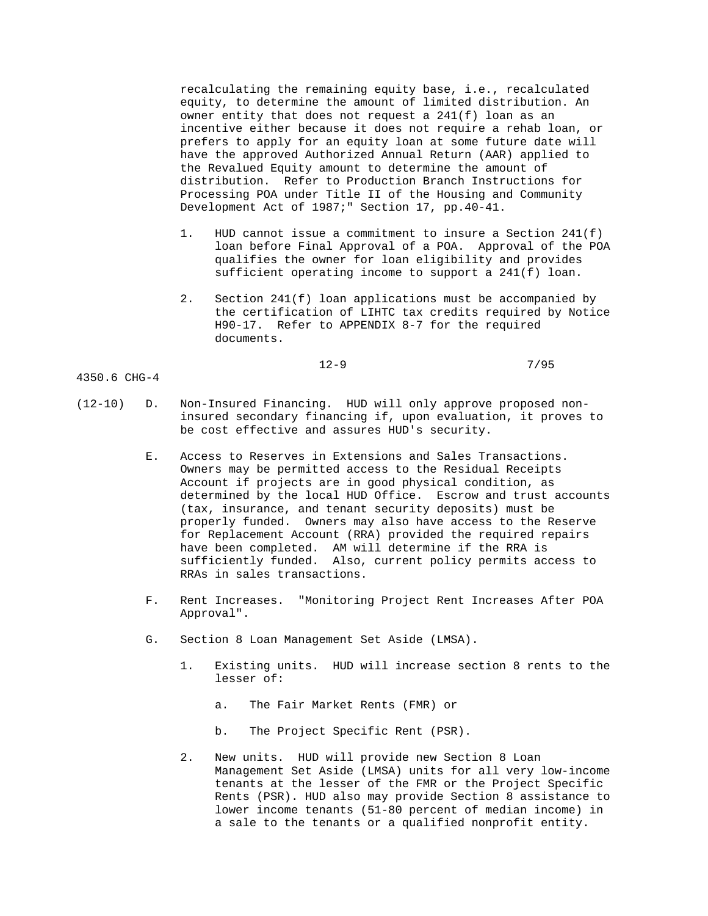recalculating the remaining equity base, i.e., recalculated equity, to determine the amount of limited distribution. An owner entity that does not request a 241(f) loan as an incentive either because it does not require a rehab loan, or prefers to apply for an equity loan at some future date will have the approved Authorized Annual Return (AAR) applied to the Revalued Equity amount to determine the amount of distribution. Refer to Production Branch Instructions for Processing POA under Title II of the Housing and Community Development Act of 1987;" Section 17, pp.40-41.

1. HUD cannot issue a commitment to insure a Section 241(f) loan before Final Approval of a POA. Approval of the POA qualifies the owner for loan eligibility and provides sufficient operating income to support a 241(f) loan.

2. Section 241(f) loan applications must be accompanied by the certification of LIHTC tax credits required by Notice H90-17. Refer to APPENDIX 8-7 for the required documents.

(12-10) D. Non-Insured Financing. HUD will only approve proposed non-insured secondary financing if, upon evaluation, it proves to be cost effective and assures HUD's security.

E. Access to Reserves in Extensions and Sales Transactions. Owners may be permitted access to the Residual Receipts Account if projects are in good physical condition, as determined by the local HUD Office. Escrow and trust accounts (tax, insurance, and tenant security deposits) must be properly funded. Owners may also have access to the Reserve for Replacement Account (RRA) provided the required repairs have been completed. AM will determine if the RRA is sufficiently funded. Also, current policy permits access to RRAs in sales transactions.

F. Rent Increases. "Monitoring Project Rent Increases After POA Approval".

G. Section 8 Loan Management Set Aside (LMSA).

1. Existing units. HUD will increase section 8 rents to the lesser of:

   a. The Fair Market Rents (FMR) or

   b. The Project Specific Rent (PSR).

2. New units. HUD will provide new Section 8 Loan Management Set Aside (LMSA) units for all very low-income tenants at the lesser of the FMR or the Project Specific Rents (PSR). HUD also may provide Section 8 assistance to lower income tenants (51-80 percent of median income) in a sale to the tenants or a qualified nonprofit entity.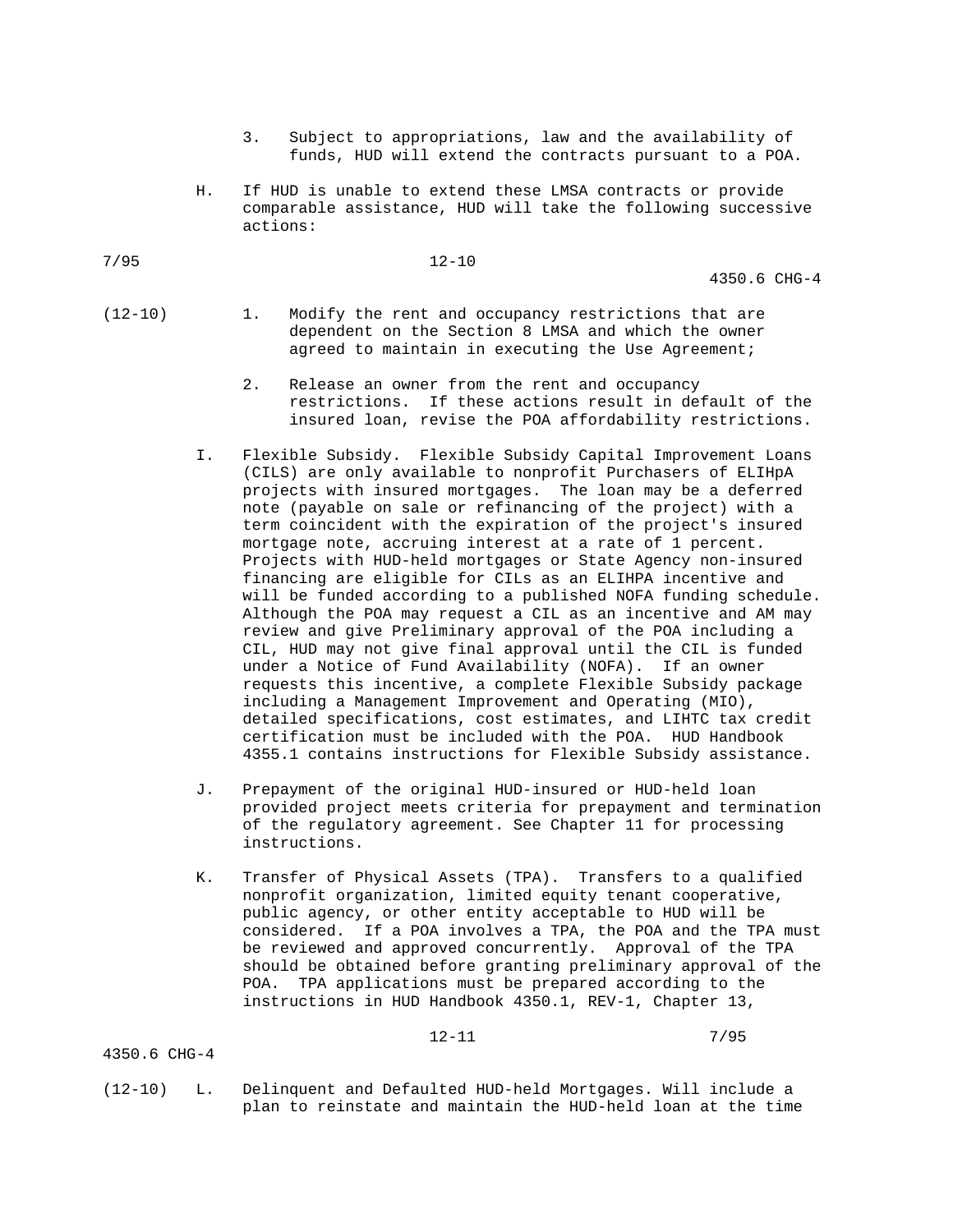3. Subject to appropriations, law and the availability of funds, HUD will extend the contracts pursuant to a POA.

H. If HUD is unable to extend these LMSA contracts or provide comparable assistance, HUD will take the following successive actions:

(12-10)

1. Modify the rent and occupancy restrictions that are dependent on the Section 8 LMSA and which the owner agreed to maintain in executing the Use Agreement;

2. Release an owner from the rent and occupancy restrictions. If these actions result in default of the insured loan, revise the POA affordability restrictions.

I. Flexible Subsidy. Flexible Subsidy Capital Improvement Loans (CILS) are only available to nonprofit Purchasers of ELIHpA projects with insured mortgages. The loan may be a deferred note (payable on sale or refinancing of the project) with a term coincident with the expiration of the project's insured mortgage note, accruing interest at a rate of 1 percent. Projects with HUD-held mortgages or State Agency non-insured financing are eligible for CILs as an ELIHPA incentive and will be funded according to a published NOFA funding schedule. Although the POA may request a CIL as an incentive and AM may review and give Preliminary approval of the POA including a CIL, HUD may not give final approval until the CIL is funded under a Notice of Fund Availability (NOFA). If an owner requests this incentive, a complete Flexible Subsidy package including a Management Improvement and Operating (MIO), detailed specifications, cost estimates, and LIHTC tax credit certification must be included with the POA. HUD Handbook 4355.1 contains instructions for Flexible Subsidy assistance.

J. Prepayment of the original HUD-insured or HUD-held loan provided project meets criteria for prepayment and termination of the regulatory agreement. See Chapter 11 for processing instructions.

K. Transfer of Physical Assets (TPA). Transfers to a qualified nonprofit organization, limited equity tenant cooperative, public agency, or other entity acceptable to HUD will be considered. If a POA involves a TPA, the POA and the TPA must be reviewed and approved concurrently. Approval of the TPA should be obtained before granting preliminary approval of the POA. TPA applications must be prepared according to the instructions in HUD Handbook 4350.1, REV-1, Chapter 13,

(12-10) L. Delinquent and Defaulted HUD-held Mortgages. Will include a plan to reinstate and maintain the HUD-held loan at the time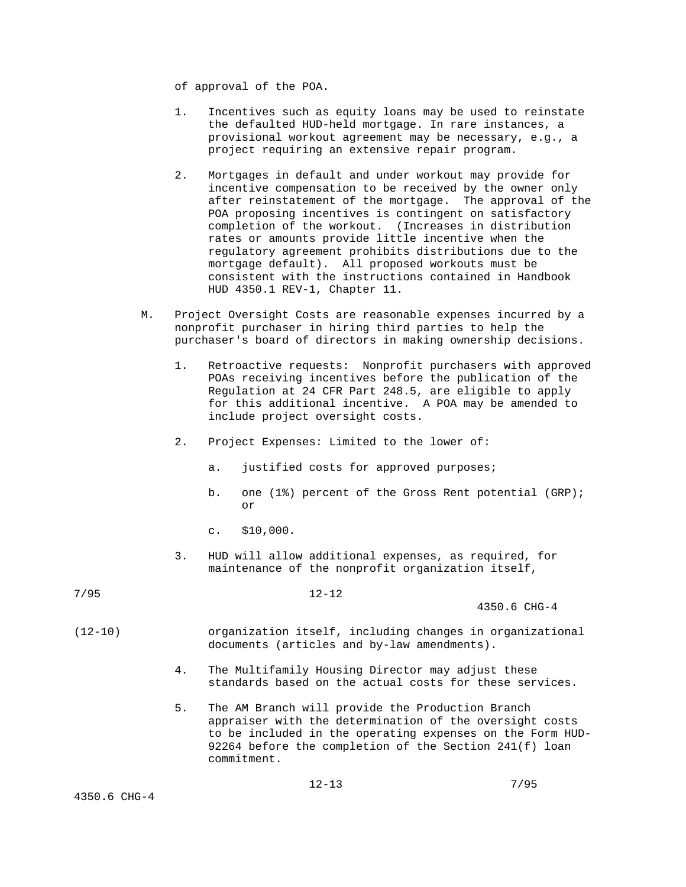of approval of the POA.

1. Incentives such as equity loans may be used to reinstate the defaulted HUD-held mortgage. In rare instances, a provisional workout agreement may be necessary, e.g., a project requiring an extensive repair program.

2. Mortgages in default and under workout may provide for incentive compensation to be received by the owner only after reinstatement of the mortgage. The approval of the POA proposing incentives is contingent on satisfactory completion of the workout. (Increases in distribution rates or amounts provide little incentive when the regulatory agreement prohibits distributions due to the mortgage default). All proposed workouts must be consistent with the instructions contained in Handbook HUD 4350.1 REV-1, Chapter 11.

M. Project Oversight Costs are reasonable expenses incurred by a nonprofit purchaser in hiring third parties to help the purchaser's board of directors in making ownership decisions.

1. Retroactive requests: Nonprofit purchasers with approved POAs receiving incentives before the publication of the Regulation at 24 CFR Part 248.5, are eligible to apply for this additional incentive. A POA may be amended to include project oversight costs.

2. Project Expenses: Limited to the lower of:

   a. justified costs for approved purposes;

   b. one (1%) percent of the Gross Rent potential (GRP); or

   c. $10,000.

3. HUD will allow additional expenses, as required, for maintenance of the nonprofit organization itself,

(12-10)

organization itself, including changes in organizational documents (articles and by-law amendments).

4. The Multifamily Housing Director may adjust these standards based on the actual costs for these services.

5. The AM Branch will provide the Production Branch appraiser with the determination of the oversight costs to be included in the operating expenses on the Form HUD-92264 before the completion of the Section 241(f) loan commitment.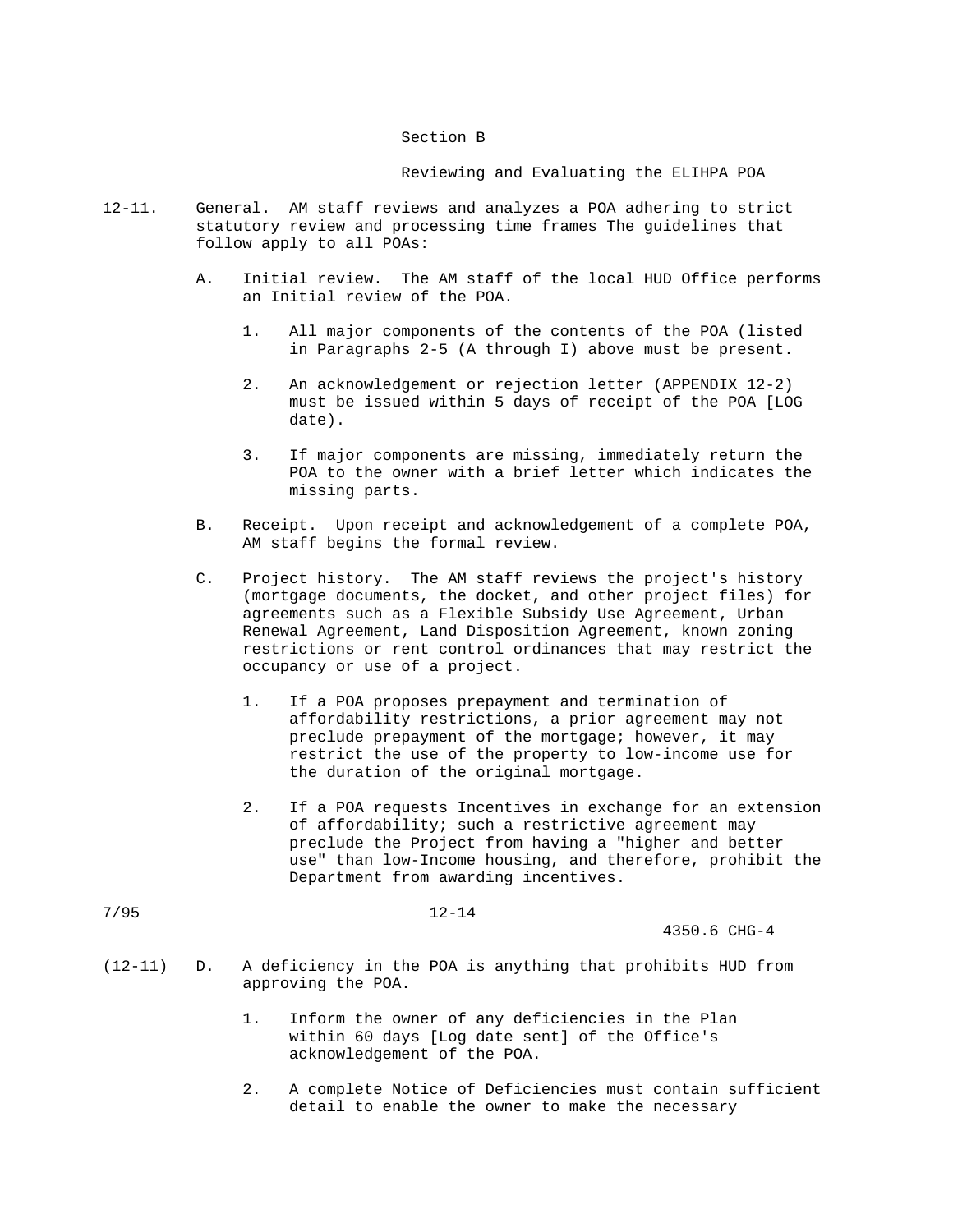## Section B

## Reviewing and Evaluating the ELIHPA POA

12-11. General. AM staff reviews and analyzes a POA adhering to strict statutory review and processing time frames The guidelines that follow apply to all POAs:

A. Initial review. The AM staff of the local HUD Office performs an Initial review of the POA.

1. All major components of the contents of the POA (listed in Paragraphs 2-5 (A through I) above must be present.

2. An acknowledgement or rejection letter (APPENDIX 12-2) must be issued within 5 days of receipt of the POA [LOG date).

3. If major components are missing, immediately return the POA to the owner with a brief letter which indicates the missing parts.

B. Receipt. Upon receipt and acknowledgement of a complete POA, AM staff begins the formal review.

C. Project history. The AM staff reviews the project's history (mortgage documents, the docket, and other project files) for agreements such as a Flexible Subsidy Use Agreement, Urban Renewal Agreement, Land Disposition Agreement, known zoning restrictions or rent control ordinances that may restrict the occupancy or use of a project.

1. If a POA proposes prepayment and termination of affordability restrictions, a prior agreement may not preclude prepayment of the mortgage; however, it may restrict the use of the property to low-income use for the duration of the original mortgage.

2. If a POA requests Incentives in exchange for an extension of affordability; such a restrictive agreement may preclude the Project from having a "higher and better use" than low-Income housing, and therefore, prohibit the Department from awarding incentives.

(12-11) D. A deficiency in the POA is anything that prohibits HUD from approving the POA.

1. Inform the owner of any deficiencies in the Plan within 60 days [Log date sent] of the Office's acknowledgement of the POA.

2. A complete Notice of Deficiencies must contain sufficient detail to enable the owner to make the necessary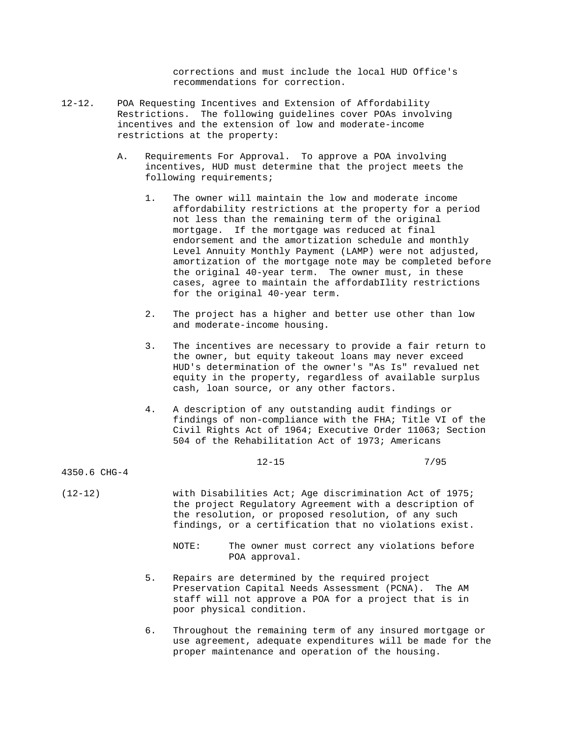corrections and must include the local HUD Office's recommendations for correction.

12-12. POA Requesting Incentives and Extension of Affordability Restrictions. The following guidelines cover POAs involving incentives and the extension of low and moderate-income restrictions at the property:

A. Requirements For Approval. To approve a POA involving incentives, HUD must determine that the project meets the following requirements;

1. The owner will maintain the low and moderate income affordability restrictions at the property for a period not less than the remaining term of the original mortgage. If the mortgage was reduced at final endorsement and the amortization schedule and monthly Level Annuity Monthly Payment (LAMP) were not adjusted, amortization of the mortgage note may be completed before the original 40-year term. The owner must, in these cases, agree to maintain the affordabIlity restrictions for the original 40-year term.

2. The project has a higher and better use other than low and moderate-income housing.

3. The incentives are necessary to provide a fair return to the owner, but equity takeout loans may never exceed HUD's determination of the owner's "As Is" revalued net equity in the property, regardless of available surplus cash, loan source, or any other factors.

4. A description of any outstanding audit findings or findings of non-compliance with the FHA; Title VI of the Civil Rights Act of 1964; Executive Order 11063; Section 504 of the Rehabilitation Act of 1973; Americans with Disabilities Act; Age discrimination Act of 1975; the project Regulatory Agreement with a description of the resolution, or proposed resolution, of any such findings, or a certification that no violations exist.

   NOTE: The owner must correct any violations before POA approval.

5. Repairs are determined by the required project Preservation Capital Needs Assessment (PCNA). The AM staff will not approve a POA for a project that is in poor physical condition.

6. Throughout the remaining term of any insured mortgage or use agreement, adequate expenditures will be made for the proper maintenance and operation of the housing.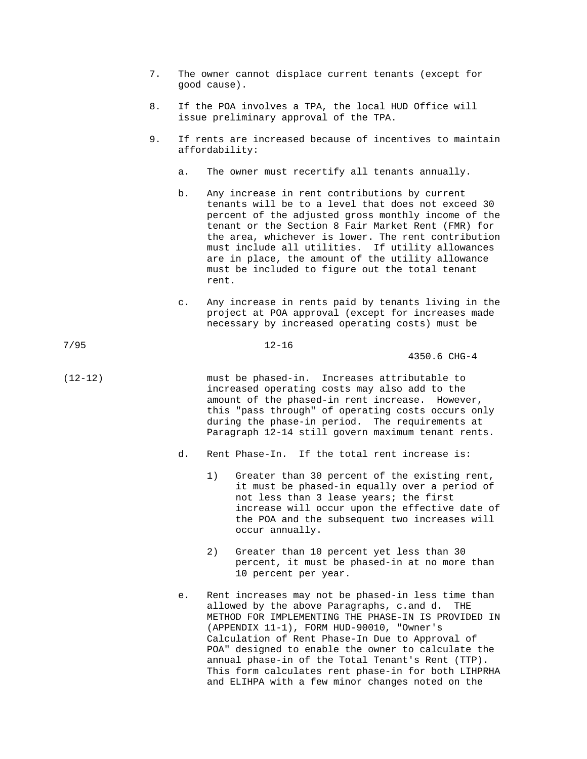7. The owner cannot displace current tenants (except for good cause).

8. If the POA involves a TPA, the local HUD Office will issue preliminary approval of the TPA.

9. If rents are increased because of incentives to maintain affordability:

   a. The owner must recertify all tenants annually.

   b. Any increase in rent contributions by current tenants will be to a level that does not exceed 30 percent of the adjusted gross monthly income of the tenant or the Section 8 Fair Market Rent (FMR) for the area, whichever is lower. The rent contribution must include all utilities. If utility allowances are in place, the amount of the utility allowance must be included to figure out the total tenant rent.

   c. Any increase in rents paid by tenants living in the project at POA approval (except for increases made necessary by increased operating costs) must be must be phased-in. Increases attributable to increased operating costs may also add to the amount of the phased-in rent increase. However, this "pass through" of operating costs occurs only during the phase-in period. The requirements at Paragraph 12-14 still govern maximum tenant rents.

   d. Rent Phase-In. If the total rent increase is:

      1) Greater than 30 percent of the existing rent, it must be phased-in equally over a period of not less than 3 lease years; the first increase will occur upon the effective date of the POA and the subsequent two increases will occur annually.

      2) Greater than 10 percent yet less than 30 percent, it must be phased-in at no more than 10 percent per year.

   e. Rent increases may not be phased-in less time than allowed by the above Paragraphs, c.and d. THE METHOD FOR IMPLEMENTING THE PHASE-IN IS PROVIDED IN (APPENDIX 11-1), FORM HUD-90010, "Owner's Calculation of Rent Phase-In Due to Approval of POA" designed to enable the owner to calculate the annual phase-in of the Total Tenant's Rent (TTP). This form calculates rent phase-in for both LIHPRHA and ELIHPA with a few minor changes noted on the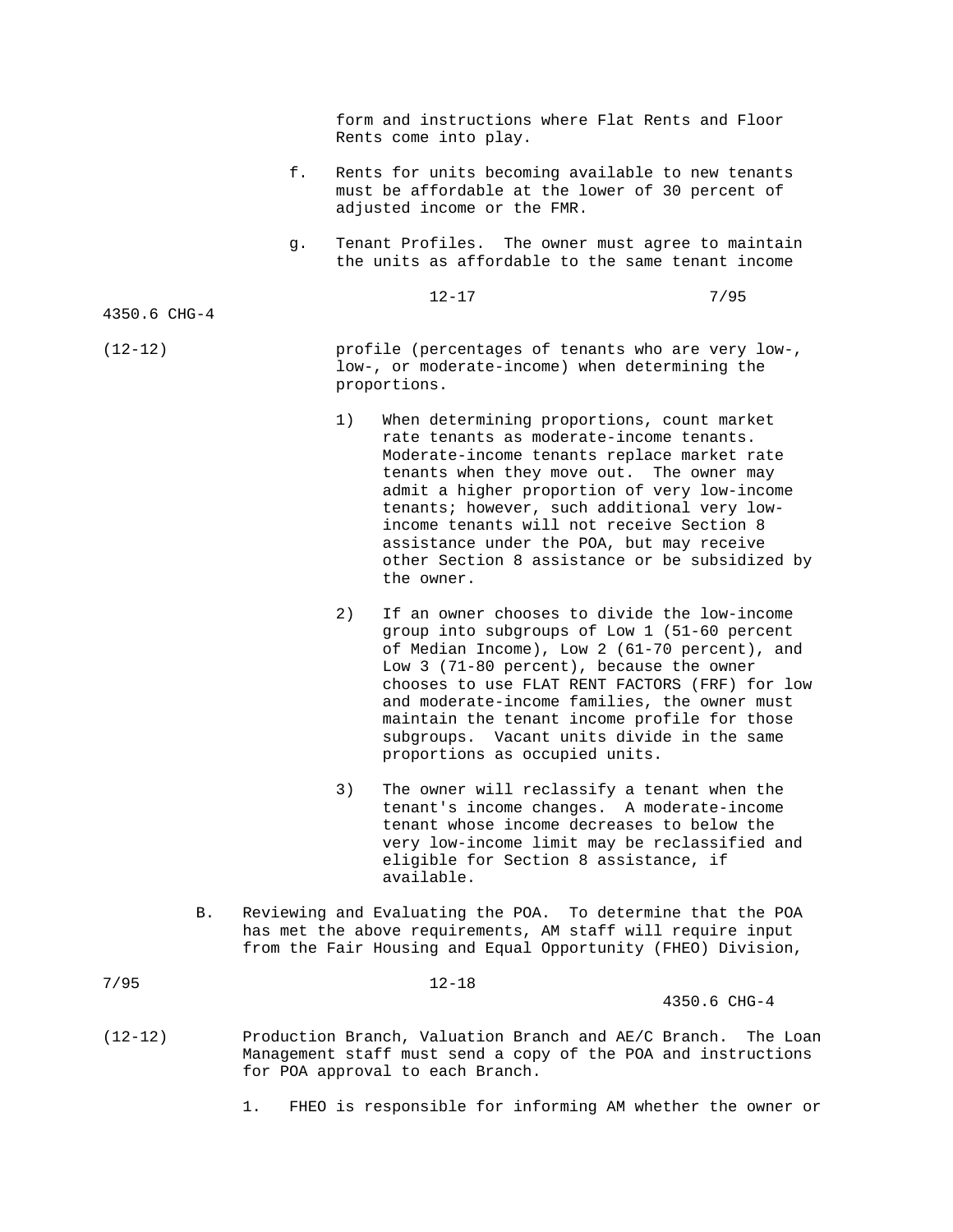form and instructions where Flat Rents and Floor Rents come into play.

f. Rents for units becoming available to new tenants must be affordable at the lower of 30 percent of adjusted income or the FMR.

g. Tenant Profiles. The owner must agree to maintain the units as affordable to the same tenant income profile (percentages of tenants who are very low-, low-, or moderate-income) when determining the proportions.

1) When determining proportions, count market rate tenants as moderate-income tenants. Moderate-income tenants replace market rate tenants when they move out. The owner may admit a higher proportion of very low-income tenants; however, such additional very low-income tenants will not receive Section 8 assistance under the POA, but may receive other Section 8 assistance or be subsidized by the owner.

2) If an owner chooses to divide the low-income group into subgroups of Low 1 (51-60 percent of Median Income), Low 2 (61-70 percent), and Low 3 (71-80 percent), because the owner chooses to use FLAT RENT FACTORS (FRF) for low and moderate-income families, the owner must maintain the tenant income profile for those subgroups. Vacant units divide in the same proportions as occupied units.

3) The owner will reclassify a tenant when the tenant's income changes. A moderate-income tenant whose income decreases to below the very low-income limit may be reclassified and eligible for Section 8 assistance, if available.

B. Reviewing and Evaluating the POA. To determine that the POA has met the above requirements, AM staff will require input from the Fair Housing and Equal Opportunity (FHEO) Division, Production Branch, Valuation Branch and AE/C Branch. The Loan Management staff must send a copy of the POA and instructions for POA approval to each Branch.

1. FHEO is responsible for informing AM whether the owner or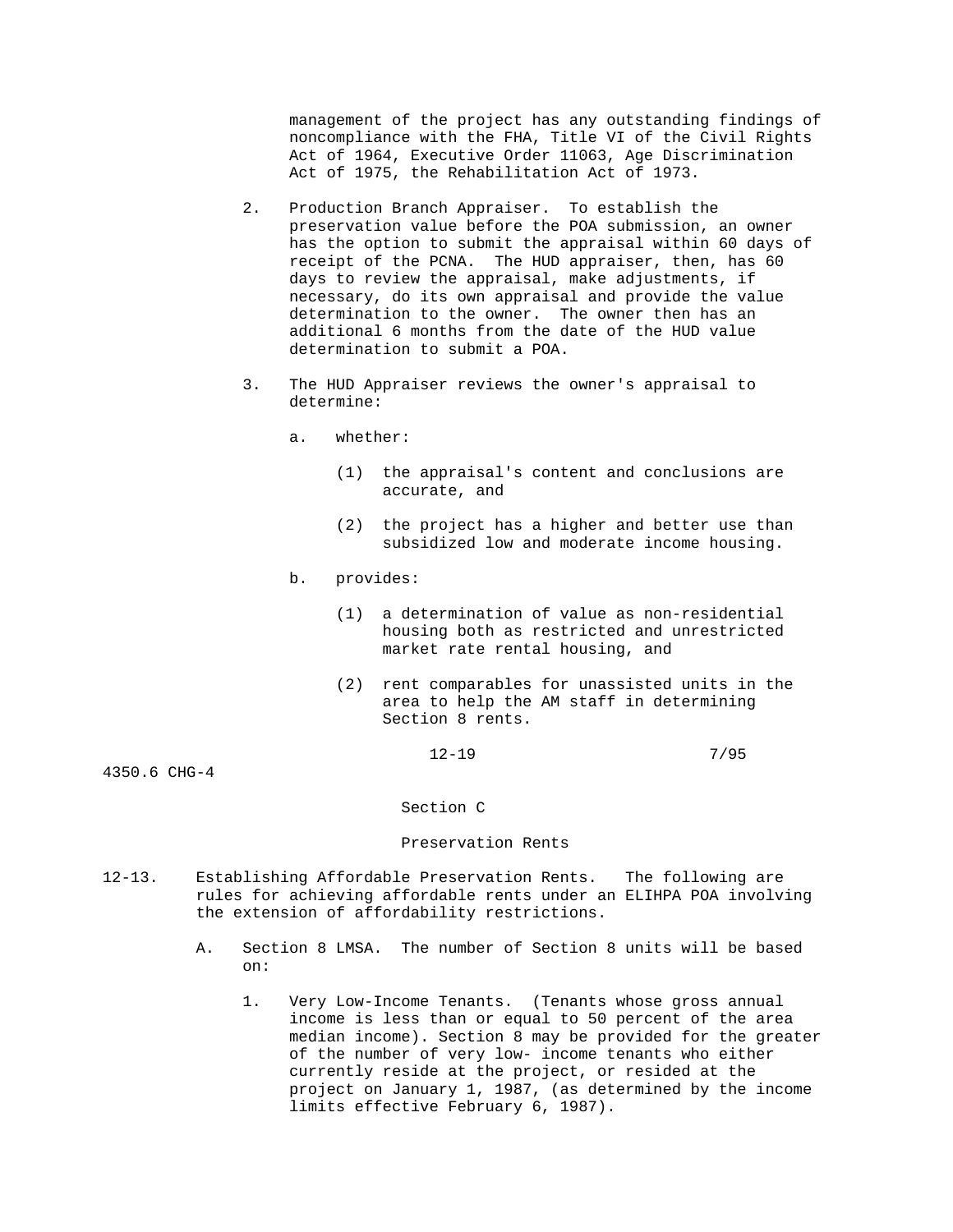management of the project has any outstanding findings of noncompliance with the FHA, Title VI of the Civil Rights Act of 1964, Executive Order 11063, Age Discrimination Act of 1975, the Rehabilitation Act of 1973.

2. Production Branch Appraiser. To establish the preservation value before the POA submission, an owner has the option to submit the appraisal within 60 days of receipt of the PCNA. The HUD appraiser, then, has 60 days to review the appraisal, make adjustments, if necessary, do its own appraisal and provide the value determination to the owner. The owner then has an additional 6 months from the date of the HUD value determination to submit a POA.

3. The HUD Appraiser reviews the owner's appraisal to determine:

   a. whether:

      (1) the appraisal's content and conclusions are accurate, and

      (2) the project has a higher and better use than subsidized low and moderate income housing.

   b. provides:

      (1) a determination of value as non-residential housing both as restricted and unrestricted market rate rental housing, and

      (2) rent comparables for unassisted units in the area to help the AM staff in determining Section 8 rents.

## Section C

## Preservation Rents

12-13. Establishing Affordable Preservation Rents. The following are rules for achieving affordable rents under an ELIHPA POA involving the extension of affordability restrictions.

A. Section 8 LMSA. The number of Section 8 units will be based on:

1. Very Low-Income Tenants. (Tenants whose gross annual income is less than or equal to 50 percent of the area median income). Section 8 may be provided for the greater of the number of very low- income tenants who either currently reside at the project, or resided at the project on January 1, 1987, (as determined by the income limits effective February 6, 1987).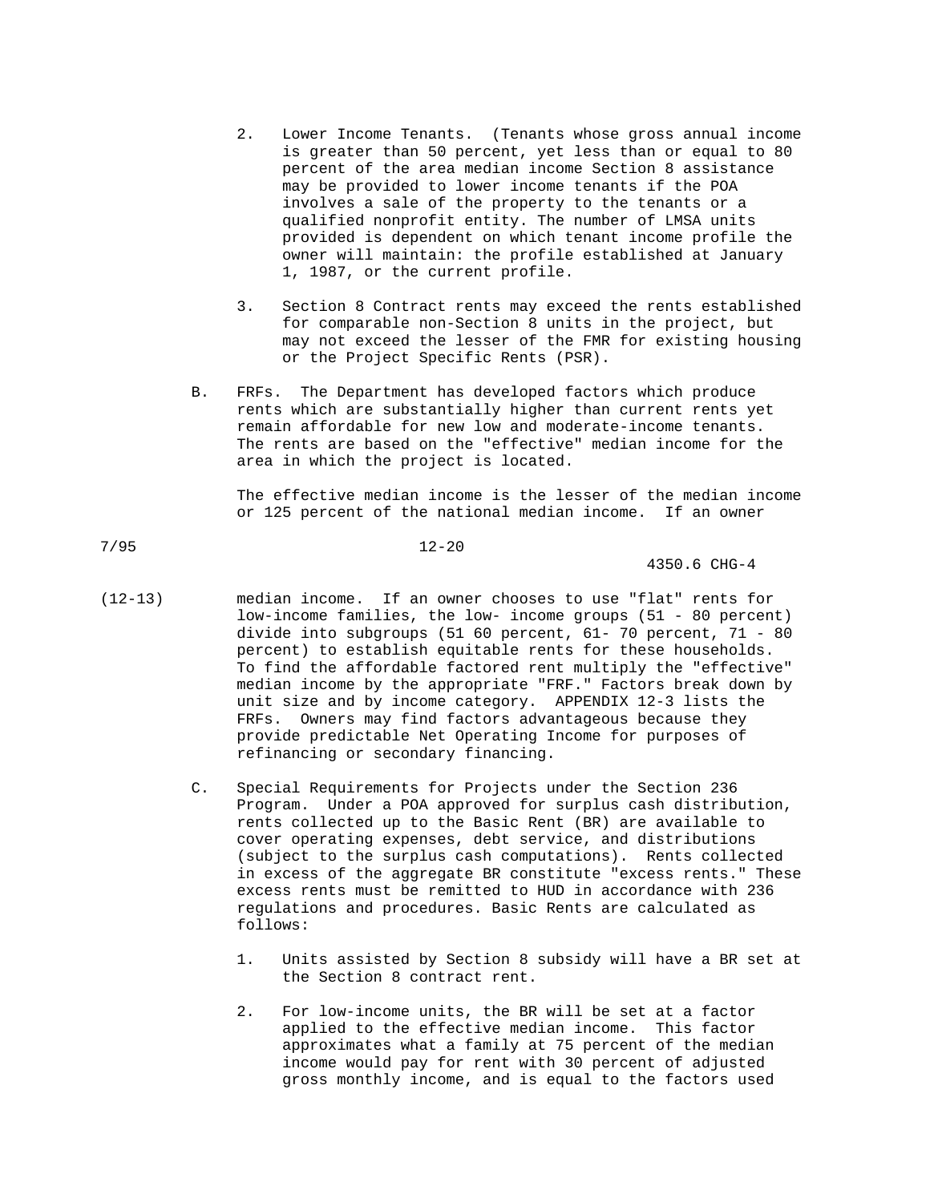2. Lower Income Tenants. (Tenants whose gross annual income is greater than 50 percent, yet less than or equal to 80 percent of the area median income Section 8 assistance may be provided to lower income tenants if the POA involves a sale of the property to the tenants or a qualified nonprofit entity. The number of LMSA units provided is dependent on which tenant income profile the owner will maintain: the profile established at January 1, 1987, or the current profile.

3. Section 8 Contract rents may exceed the rents established for comparable non-Section 8 units in the project, but may not exceed the lesser of the FMR for existing housing or the Project Specific Rents (PSR).

B. FRFs. The Department has developed factors which produce rents which are substantially higher than current rents yet remain affordable for new low and moderate-income tenants. The rents are based on the "effective" median income for the area in which the project is located.

The effective median income is the lesser of the median income or 125 percent of the national median income. If an owner

(12-13) median income. If an owner chooses to use "flat" rents for low-income families, the low- income groups (51 - 80 percent) divide into subgroups (51 60 percent, 61- 70 percent, 71 - 80 percent) to establish equitable rents for these households. To find the affordable factored rent multiply the "effective" median income by the appropriate "FRF." Factors break down by unit size and by income category. APPENDIX 12-3 lists the FRFs. Owners may find factors advantageous because they provide predictable Net Operating Income for purposes of refinancing or secondary financing.

C. Special Requirements for Projects under the Section 236 Program. Under a POA approved for surplus cash distribution, rents collected up to the Basic Rent (BR) are available to cover operating expenses, debt service, and distributions (subject to the surplus cash computations). Rents collected in excess of the aggregate BR constitute "excess rents." These excess rents must be remitted to HUD in accordance with 236 regulations and procedures. Basic Rents are calculated as follows:

1. Units assisted by Section 8 subsidy will have a BR set at the Section 8 contract rent.

2. For low-income units, the BR will be set at a factor applied to the effective median income. This factor approximates what a family at 75 percent of the median income would pay for rent with 30 percent of adjusted gross monthly income, and is equal to the factors used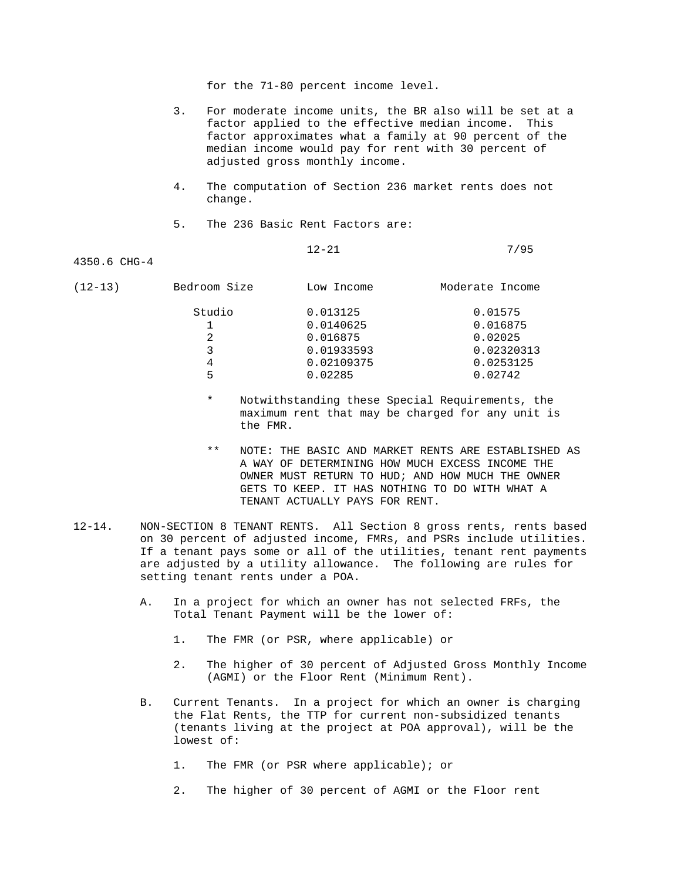for the 71-80 percent income level.

3. For moderate income units, the BR also will be set at a factor applied to the effective median income. This factor approximates what a family at 90 percent of the median income would pay for rent with 30 percent of adjusted gross monthly income.

4. The computation of Section 236 market rents does not change.

5. The 236 Basic Rent Factors are:

(12-13)

| Bedroom Size | Low Income | Moderate Income |
|---|---|---|
| Studio | 0.013125 | 0.01575 |
| 1 | 0.0140625 | 0.016875 |
| 2 | 0.016875 | 0.02025 |
| 3 | 0.01933593 | 0.02320313 |
| 4 | 0.02109375 | 0.0253125 |
| 5 | 0.02285 | 0.02742 |

\* Notwithstanding these Special Requirements, the maximum rent that may be charged for any unit is the FMR.

\*\* NOTE: THE BASIC AND MARKET RENTS ARE ESTABLISHED AS A WAY OF DETERMINING HOW MUCH EXCESS INCOME THE OWNER MUST RETURN TO HUD; AND HOW MUCH THE OWNER GETS TO KEEP. IT HAS NOTHING TO DO WITH WHAT A TENANT ACTUALLY PAYS FOR RENT.

12-14. NON-SECTION 8 TENANT RENTS. All Section 8 gross rents, rents based on 30 percent of adjusted income, FMRs, and PSRs include utilities. If a tenant pays some or all of the utilities, tenant rent payments are adjusted by a utility allowance. The following are rules for setting tenant rents under a POA.

A. In a project for which an owner has not selected FRFs, the Total Tenant Payment will be the lower of:

1. The FMR (or PSR, where applicable) or

2. The higher of 30 percent of Adjusted Gross Monthly Income (AGMI) or the Floor Rent (Minimum Rent).

B. Current Tenants. In a project for which an owner is charging the Flat Rents, the TTP for current non-subsidized tenants (tenants living at the project at POA approval), will be the lowest of:

1. The FMR (or PSR where applicable); or

2. The higher of 30 percent of AGMI or the Floor rent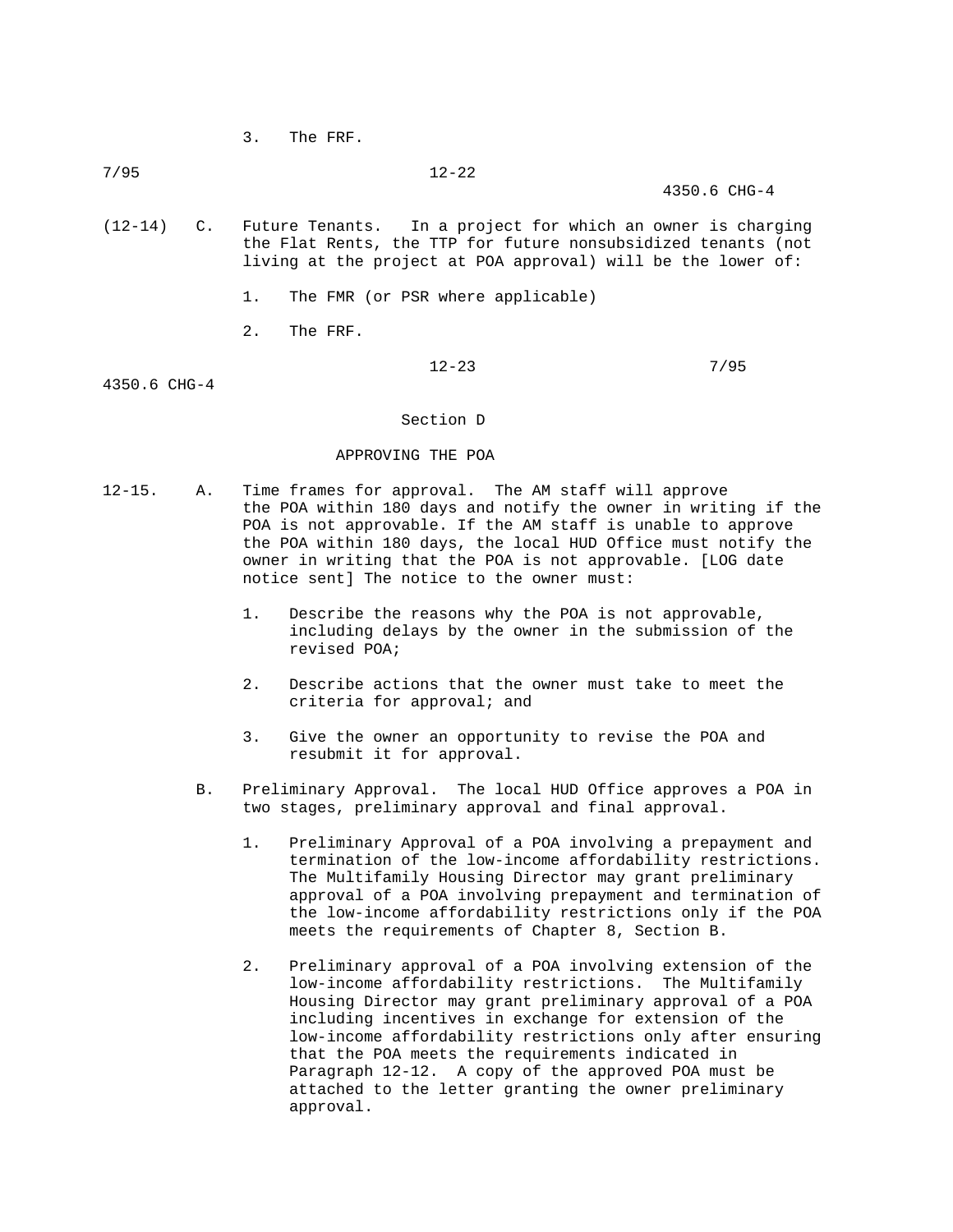3. The FRF.

(12-14) C. Future Tenants. In a project for which an owner is charging the Flat Rents, the TTP for future nonsubsidized tenants (not living at the project at POA approval) will be the lower of:

1. The FMR (or PSR where applicable)

2. The FRF.

## Section D

## APPROVING THE POA

12-15. A. Time frames for approval. The AM staff will approve the POA within 180 days and notify the owner in writing if the POA is not approvable. If the AM staff is unable to approve the POA within 180 days, the local HUD Office must notify the owner in writing that the POA is not approvable. [LOG date notice sent] The notice to the owner must:

1. Describe the reasons why the POA is not approvable, including delays by the owner in the submission of the revised POA;

2. Describe actions that the owner must take to meet the criteria for approval; and

3. Give the owner an opportunity to revise the POA and resubmit it for approval.

B. Preliminary Approval. The local HUD Office approves a POA in two stages, preliminary approval and final approval.

1. Preliminary Approval of a POA involving a prepayment and termination of the low-income affordability restrictions. The Multifamily Housing Director may grant preliminary approval of a POA involving prepayment and termination of the low-income affordability restrictions only if the POA meets the requirements of Chapter 8, Section B.

2. Preliminary approval of a POA involving extension of the low-income affordability restrictions. The Multifamily Housing Director may grant preliminary approval of a POA including incentives in exchange for extension of the low-income affordability restrictions only after ensuring that the POA meets the requirements indicated in Paragraph 12-12. A copy of the approved POA must be attached to the letter granting the owner preliminary approval.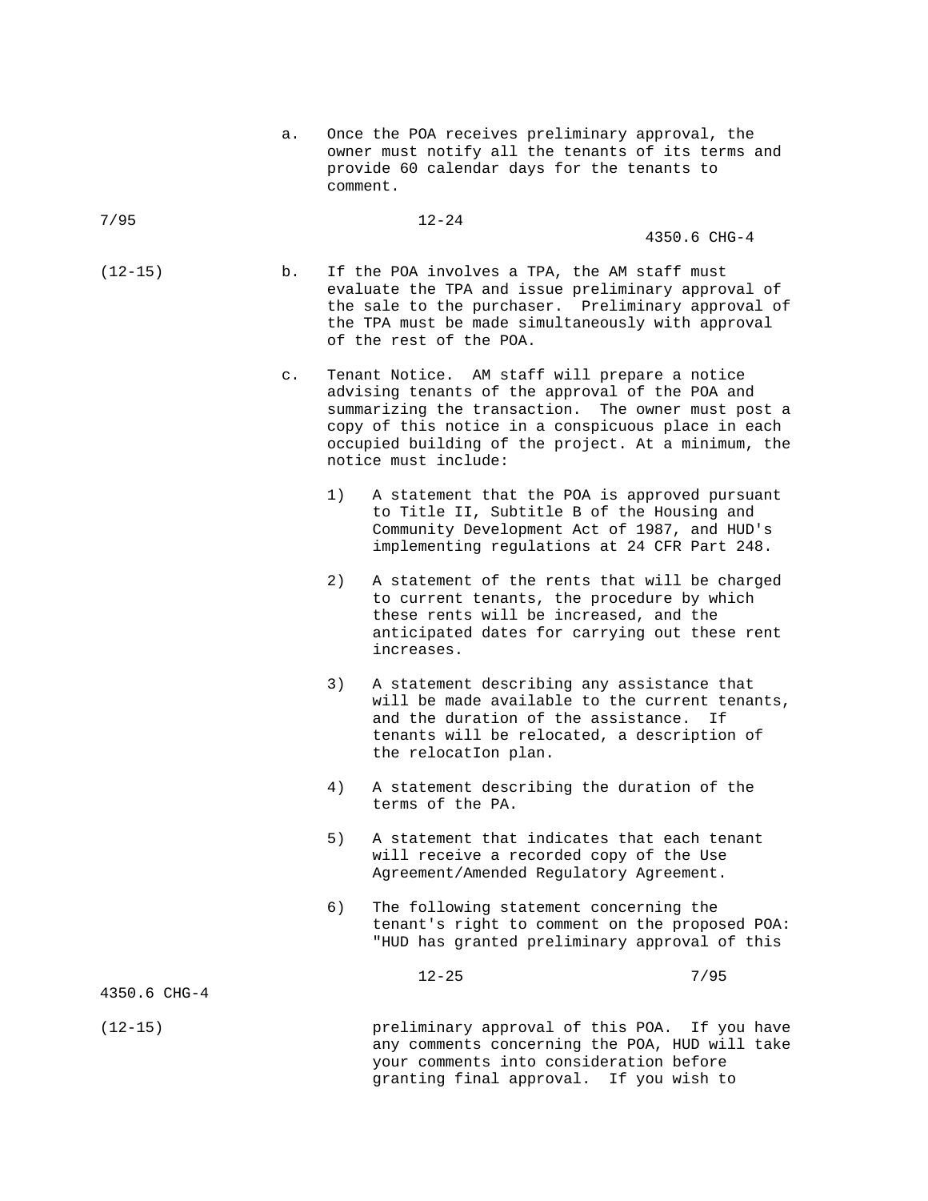a. Once the POA receives preliminary approval, the owner must notify all the tenants of its terms and provide 60 calendar days for the tenants to comment.

(12-15)

b. If the POA involves a TPA, the AM staff must evaluate the TPA and issue preliminary approval of the sale to the purchaser. Preliminary approval of the TPA must be made simultaneously with approval of the rest of the POA.

c. Tenant Notice. AM staff will prepare a notice advising tenants of the approval of the POA and summarizing the transaction. The owner must post a copy of this notice in a conspicuous place in each occupied building of the project. At a minimum, the notice must include:

1) A statement that the POA is approved pursuant to Title II, Subtitle B of the Housing and Community Development Act of 1987, and HUD's implementing regulations at 24 CFR Part 248.

2) A statement of the rents that will be charged to current tenants, the procedure by which these rents will be increased, and the anticipated dates for carrying out these rent increases.

3) A statement describing any assistance that will be made available to the current tenants, and the duration of the assistance. If tenants will be relocated, a description of the relocatIon plan.

4) A statement describing the duration of the terms of the PA.

5) A statement that indicates that each tenant will receive a recorded copy of the Use Agreement/Amended Regulatory Agreement.

6) The following statement concerning the tenant's right to comment on the proposed POA: "HUD has granted preliminary approval of this

(12-15)

preliminary approval of this POA. If you have any comments concerning the POA, HUD will take your comments into consideration before granting final approval. If you wish to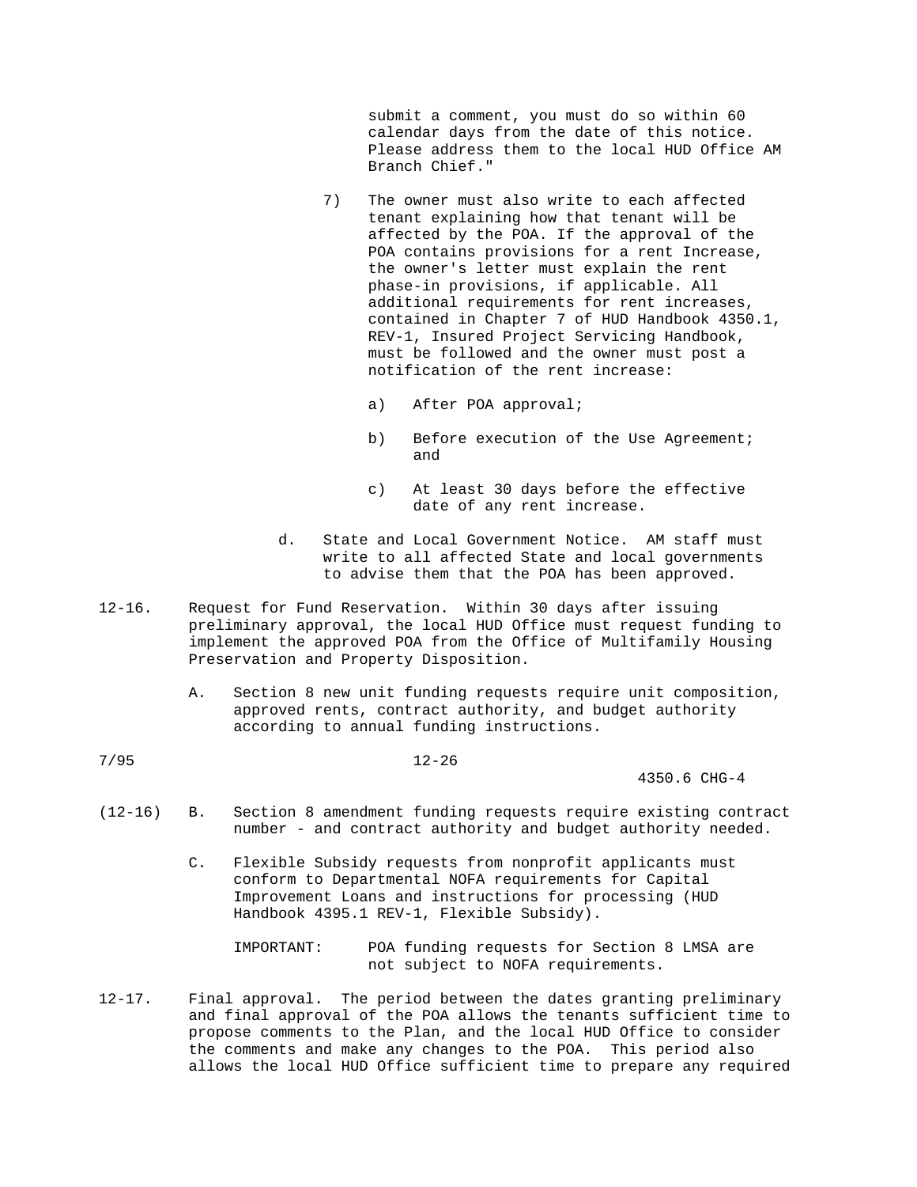submit a comment, you must do so within 60 calendar days from the date of this notice. Please address them to the local HUD Office AM Branch Chief."

7) The owner must also write to each affected tenant explaining how that tenant will be affected by the POA. If the approval of the POA contains provisions for a rent Increase, the owner's letter must explain the rent phase-in provisions, if applicable. All additional requirements for rent increases, contained in Chapter 7 of HUD Handbook 4350.1, REV-1, Insured Project Servicing Handbook, must be followed and the owner must post a notification of the rent increase:

   a) After POA approval;

   b) Before execution of the Use Agreement; and

   c) At least 30 days before the effective date of any rent increase.

d. State and Local Government Notice. AM staff must write to all affected State and local governments to advise them that the POA has been approved.

12-16. Request for Fund Reservation. Within 30 days after issuing preliminary approval, the local HUD Office must request funding to implement the approved POA from the Office of Multifamily Housing Preservation and Property Disposition.

A. Section 8 new unit funding requests require unit composition, approved rents, contract authority, and budget authority according to annual funding instructions.

(12-16) B. Section 8 amendment funding requests require existing contract number - and contract authority and budget authority needed.

C. Flexible Subsidy requests from nonprofit applicants must conform to Departmental NOFA requirements for Capital Improvement Loans and instructions for processing (HUD Handbook 4395.1 REV-1, Flexible Subsidy).

IMPORTANT: POA funding requests for Section 8 LMSA are not subject to NOFA requirements.

12-17. Final approval. The period between the dates granting preliminary and final approval of the POA allows the tenants sufficient time to propose comments to the Plan, and the local HUD Office to consider the comments and make any changes to the POA. This period also allows the local HUD Office sufficient time to prepare any required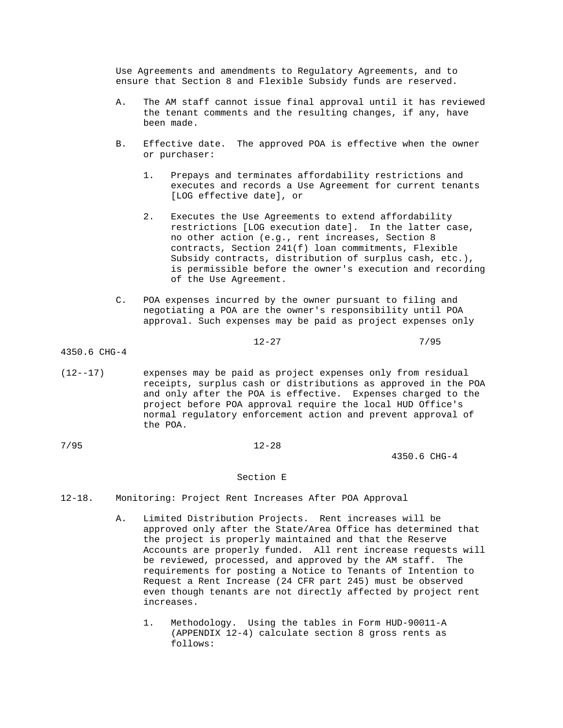Use Agreements and amendments to Regulatory Agreements, and to ensure that Section 8 and Flexible Subsidy funds are reserved.

A. The AM staff cannot issue final approval until it has reviewed the tenant comments and the resulting changes, if any, have been made.

B. Effective date. The approved POA is effective when the owner or purchaser:

1. Prepays and terminates affordability restrictions and executes and records a Use Agreement for current tenants [LOG effective date], or

2. Executes the Use Agreements to extend affordability restrictions [LOG execution date]. In the latter case, no other action (e.g., rent increases, Section 8 contracts, Section 241(f) loan commitments, Flexible Subsidy contracts, distribution of surplus cash, etc.), is permissible before the owner's execution and recording of the Use Agreement.

C. POA expenses incurred by the owner pursuant to filing and negotiating a POA are the owner's responsibility until POA approval. Such expenses may be paid as project expenses only

(12--17) expenses may be paid as project expenses only from residual receipts, surplus cash or distributions as approved in the POA and only after the POA is effective. Expenses charged to the project before POA approval require the local HUD Office's normal regulatory enforcement action and prevent approval of the POA.

## Section E

### 12-18. Monitoring: Project Rent Increases After POA Approval

A. Limited Distribution Projects. Rent increases will be approved only after the State/Area Office has determined that the project is properly maintained and that the Reserve Accounts are properly funded. All rent increase requests will be reviewed, processed, and approved by the AM staff. The requirements for posting a Notice to Tenants of Intention to Request a Rent Increase (24 CFR part 245) must be observed even though tenants are not directly affected by project rent increases.

1. Methodology. Using the tables in Form HUD-90011-A (APPENDIX 12-4) calculate section 8 gross rents as follows: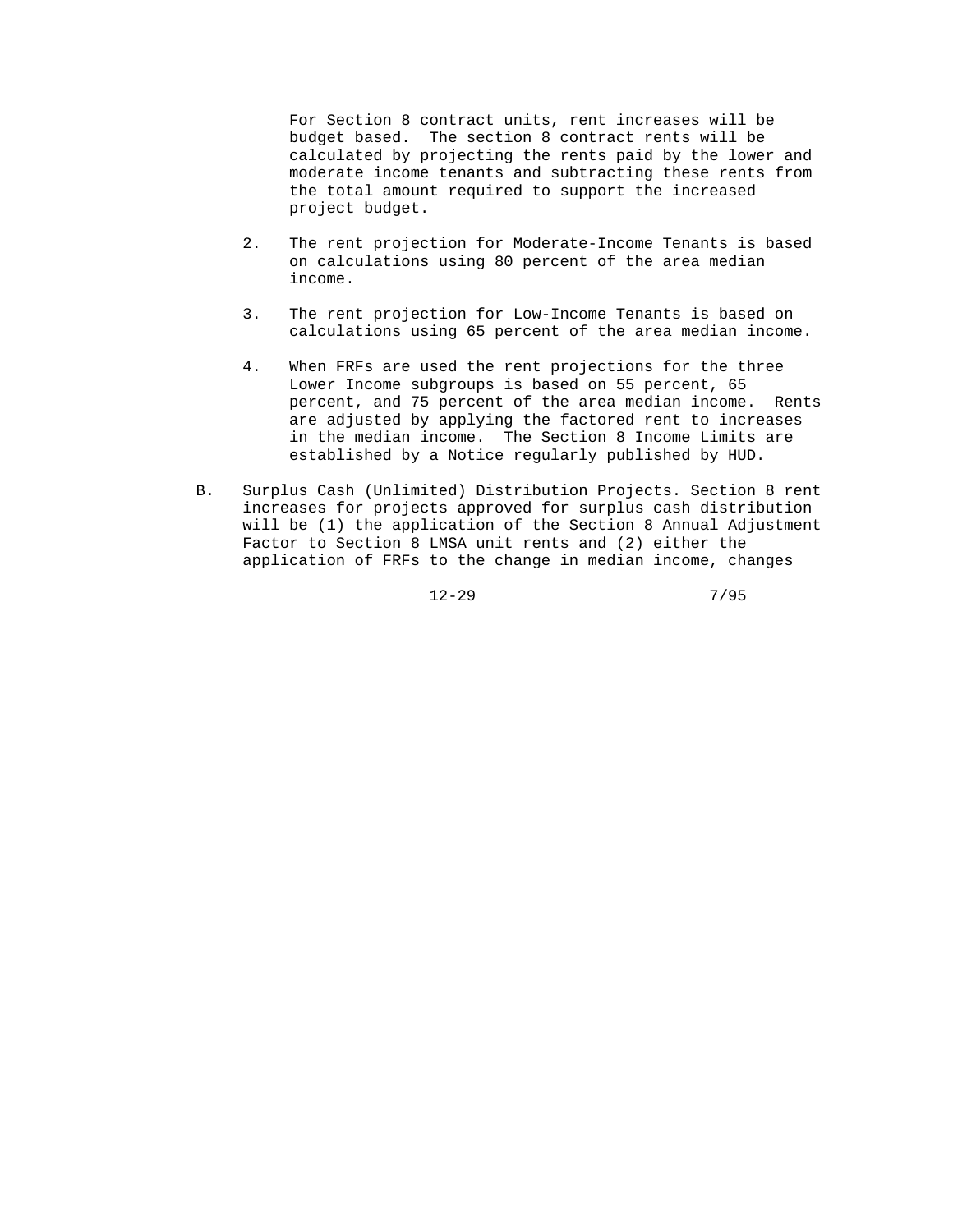For Section 8 contract units, rent increases will be budget based. The section 8 contract rents will be calculated by projecting the rents paid by the lower and moderate income tenants and subtracting these rents from the total amount required to support the increased project budget.

2. The rent projection for Moderate-Income Tenants is based on calculations using 80 percent of the area median income.

3. The rent projection for Low-Income Tenants is based on calculations using 65 percent of the area median income.

4. When FRFs are used the rent projections for the three Lower Income subgroups is based on 55 percent, 65 percent, and 75 percent of the area median income. Rents are adjusted by applying the factored rent to increases in the median income. The Section 8 Income Limits are established by a Notice regularly published by HUD.

B. Surplus Cash (Unlimited) Distribution Projects. Section 8 rent increases for projects approved for surplus cash distribution will be (1) the application of the Section 8 Annual Adjustment Factor to Section 8 LMSA unit rents and (2) either the application of FRFs to the change in median income, changes